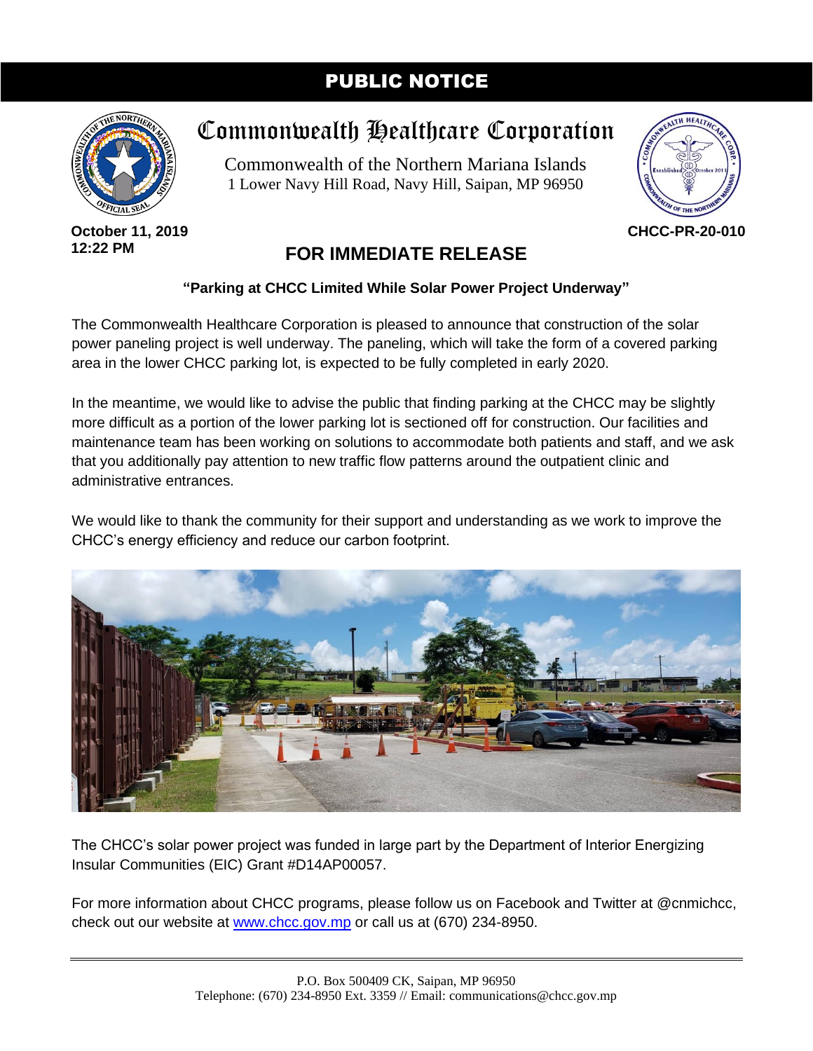# PUBLIC NOTICE

## Commonwealth Healthcare Corporation

Commonwealth of the Northern Mariana Islands
1 Lower Navy Hill Road, Navy Hill, Saipan, MP 96950

**October 11, 2019**
**12:22 PM**

**CHCC-PR-20-010**

## FOR IMMEDIATE RELEASE

**"Parking at CHCC Limited While Solar Power Project Underway"**

The Commonwealth Healthcare Corporation is pleased to announce that construction of the solar power paneling project is well underway. The paneling, which will take the form of a covered parking area in the lower CHCC parking lot, is expected to be fully completed in early 2020.

In the meantime, we would like to advise the public that finding parking at the CHCC may be slightly more difficult as a portion of the lower parking lot is sectioned off for construction. Our facilities and maintenance team has been working on solutions to accommodate both patients and staff, and we ask that you additionally pay attention to new traffic flow patterns around the outpatient clinic and administrative entrances.

We would like to thank the community for their support and understanding as we work to improve the CHCC's energy efficiency and reduce our carbon footprint.

The CHCC's solar power project was funded in large part by the Department of Interior Energizing Insular Communities (EIC) Grant #D14AP00057.

For more information about CHCC programs, please follow us on Facebook and Twitter at @cnmichcc, check out our website at [www.chcc.gov.mp](http://www.chcc.gov.mp) or call us at (670) 234-8950.

P.O. Box 500409 CK, Saipan, MP 96950
Telephone: (670) 234-8950 Ext. 3359 // Email: communications@chcc.gov.mp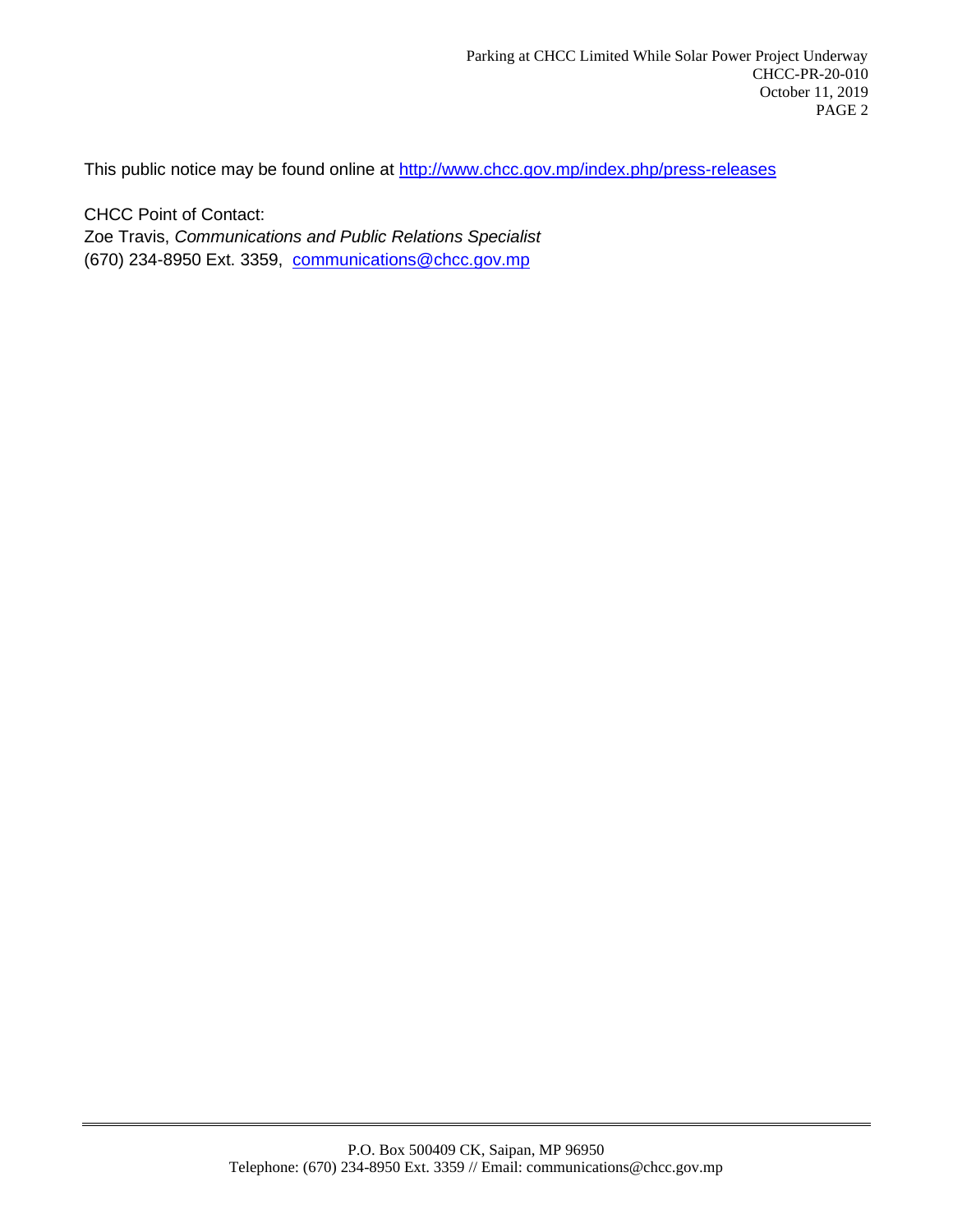This public notice may be found online at http://www.chcc.gov.mp/index.php/press-releases

CHCC Point of Contact:
Zoe Travis, *Communications and Public Relations Specialist*
(670) 234-8950 Ext. 3359, communications@chcc.gov.mp